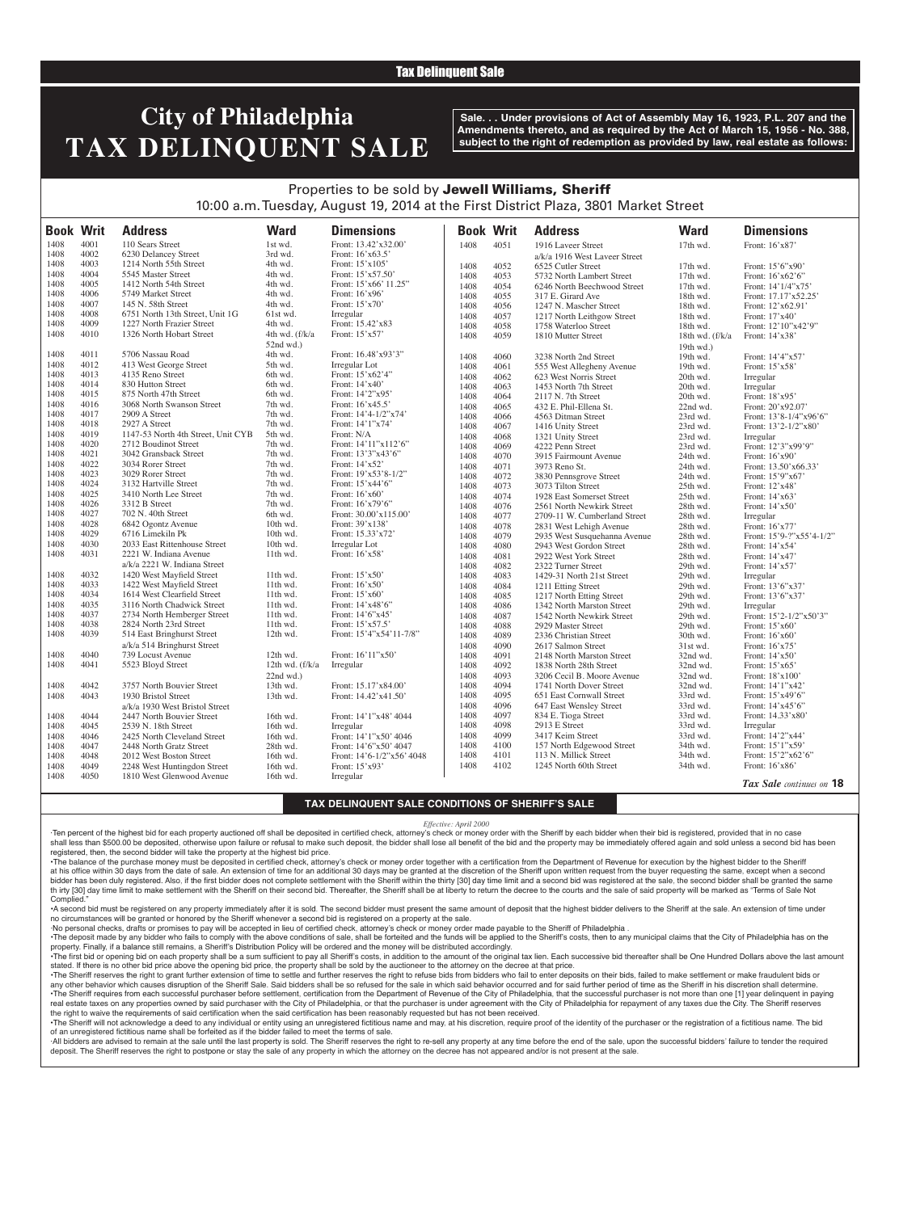Tax Delinquent Sale

# City of Philadelphia TAX DELINQUENT SALE

**Sale. . . Under provisions of Act of Assembly May 16, 1923, P.L. 207 and the Amendments thereto, and as required by the Act of March 15, 1956 - No. 388, subject to the right of redemption as provided by law, real estate as follows:**

Properties to be sold by **Jewell Williams, Sheriff**
10:00 a.m. Tuesday, August 19, 2014 at the First District Plaza, 3801 Market Street

| Book | Writ | Address | Ward | Dimensions |
|---|---|---|---|---|
| 1408 | 4001 | 110 Sears Street | 1st wd. | Front: 13.42'x32.00' |
| 1408 | 4002 | 6230 Delancey Street | 3rd wd. | Front: 16'x63.5' |
| 1408 | 4003 | 1214 North 55th Street | 4th wd. | Front: 15'x105' |
| 1408 | 4004 | 5545 Master Street | 4th wd. | Front: 15'x57.50' |
| 1408 | 4005 | 1412 North 54th Street | 4th wd. | Front: 15'x66' 11.25" |
| 1408 | 4006 | 5749 Market Street | 4th wd. | Front: 16'x96' |
| 1408 | 4007 | 145 N. 58th Street | 4th wd. | Front: 15'x70' |
| 1408 | 4008 | 6751 North 13th Street, Unit 1G | 61st wd. | Irregular |
| 1408 | 4009 | 1227 North Frazier Street | 4th wd. | Front: 15.42'x83 |
| 1408 | 4010 | 1326 North Hobart Street | 4th wd. (f/k/a 52nd wd.) | Front: 15'x57' |
| 1408 | 4011 | 5706 Nassau Road | 4th wd. | Front: 16.48'x93'3" |
| 1408 | 4012 | 413 West George Street | 5th wd. | Irregular Lot |
| 1408 | 4013 | 4135 Reno Street | 6th wd. | Front: 15'x62'4" |
| 1408 | 4014 | 830 Hutton Street | 6th wd. | Front: 14'x40' |
| 1408 | 4015 | 875 North 47th Street | 6th wd. | Front: 14'2"x95' |
| 1408 | 4016 | 3068 North Swanson Street | 7th wd. | Front: 16'x45.5' |
| 1408 | 4017 | 2909 A Street | 7th wd. | Front: 14'4-1/2"x74' |
| 1408 | 4018 | 2927 A Street | 7th wd. | Front: 14'1"x74' |
| 1408 | 4019 | 1147-53 North 4th Street, Unit CYB | 5th wd. | Front: N/A |
| 1408 | 4020 | 2712 Boudinot Street | 7th wd. | Front: 14'11"x112'6" |
| 1408 | 4021 | 3042 Gransback Street | 7th wd. | Front: 13'3"x43'6" |
| 1408 | 4022 | 3034 Rorer Street | 7th wd. | Front: 14'x52' |
| 1408 | 4023 | 3029 Rorer Street | 7th wd. | Front: 19'x53'8-1/2" |
| 1408 | 4024 | 3132 Hartville Street | 7th wd. | Front: 15'x44'6" |
| 1408 | 4025 | 3410 North Lee Street | 7th wd. | Front: 16'x60' |
| 1408 | 4026 | 3312 B Street | 7th wd. | Front: 16'x79'6" |
| 1408 | 4027 | 702 N. 40th Street | 6th wd. | Front: 30.00'x115.00' |
| 1408 | 4028 | 6842 Ogontz Avenue | 10th wd. | Front: 39'x138' |
| 1408 | 4029 | 6716 Limekiln Pk | 10th wd. | Front: 15.33'x72' |
| 1408 | 4030 | 2033 East Rittenhouse Street | 10th wd. | Irregular Lot |
| 1408 | 4031 | 2221 W. Indiana Avenue a/k/a 2221 W. Indiana Street | 11th wd. | Front: 16'x58' |
| 1408 | 4032 | 1420 West Mayfield Street | 11th wd. | Front: 15'x50' |
| 1408 | 4033 | 1422 West Mayfield Street | 11th wd. | Front: 16'x50' |
| 1408 | 4034 | 1614 West Clearfield Street | 11th wd. | Front: 15'x60' |
| 1408 | 4035 | 3116 North Chadwick Street | 11th wd. | Front: 14'x48'6" |
| 1408 | 4037 | 2734 North Hemberger Street | 11th wd. | Front: 14'6"x45' |
| 1408 | 4038 | 2824 North 23rd Street | 11th wd. | Front: 15'x57.5' |
| 1408 | 4039 | 514 East Bringhurst Street a/k/a 514 Bringhurst Street | 12th wd. | Front: 15'4"x54'11-7/8" |
| 1408 | 4040 | 739 Locust Avenue | 12th wd. | Front: 16'11"x50' |
| 1408 | 4041 | 5523 Bloyd Street | 12th wd. (f/k/a 22nd wd.) | Irregular |
| 1408 | 4042 | 3757 North Bouvier Street | 13th wd. | Front: 15.17'x84.00' |
| 1408 | 4043 | 1930 Bristol Street a/k/a 1930 West Bristol Street | 13th wd. | Front: 14.42'x41.50' |
| 1408 | 4044 | 2447 North Bouvier Street | 16th wd. | Front: 14'1"x48' 4044 |
| 1408 | 4045 | 2539 N. 18th Street | 16th wd. | Irregular |
| 1408 | 4046 | 2425 North Cleveland Street | 16th wd. | Front: 14'1"x50' 4046 |
| 1408 | 4047 | 2448 North Gratz Street | 28th wd. | Front: 14'6"x50' 4047 |
| 1408 | 4048 | 2012 West Boston Street | 16th wd. | Front: 14'6-1/2"x56' 4048 |
| 1408 | 4049 | 2248 West Huntingdon Street | 16th wd. | Front: 15'x93' |
| 1408 | 4050 | 1810 West Glenwood Avenue | 16th wd. | Irregular |
| 1408 | 4051 | 1916 Laveer Street a/k/a 1916 West Laveer Street | 17th wd. | Front: 16'x87' |
| 1408 | 4052 | 6525 Cutler Street | 17th wd. | Front: 15'6"x90' |
| 1408 | 4053 | 5732 North Lambert Street | 17th wd. | Front: 16'x62'6" |
| 1408 | 4054 | 6246 North Beechwood Street | 17th wd. | Front: 14'1/4"x75' |
| 1408 | 4055 | 317 E. Girard Ave | 18th wd. | Front: 17.17'x52.25' |
| 1408 | 4056 | 1247 N. Mascher Street | 18th wd. | Front: 12'x62.91' |
| 1408 | 4057 | 1217 North Leithgow Street | 18th wd. | Front: 17'x40' |
| 1408 | 4058 | 1758 Waterloo Street | 18th wd. | Front: 12'10"x42'9" |
| 1408 | 4059 | 1810 Mutter Street | 18th wd. (f/k/a 19th wd.) | Front: 14'x38' |
| 1408 | 4060 | 3238 North 2nd Street | 19th wd. | Front: 14'4"x57' |
| 1408 | 4061 | 555 West Allegheny Avenue | 19th wd. | Front: 15'x58' |
| 1408 | 4062 | 623 West Norris Street | 20th wd. | Irregular |
| 1408 | 4063 | 1453 North 7th Street | 20th wd. | Irregular |
| 1408 | 4064 | 2117 N. 7th Street | 20th wd. | Front: 18'x95' |
| 1408 | 4065 | 432 E. Phil-Ellena St. | 22nd wd. | Front: 20'x92.07' |
| 1408 | 4066 | 4563 Ditman Street | 23rd wd. | Front: 13'8-1/4"x96'6" |
| 1408 | 4067 | 1416 Unity Street | 23rd wd. | Front: 13'2-1/2"x80' |
| 1408 | 4068 | 1321 Unity Street | 23rd wd. | Irregular |
| 1408 | 4069 | 4222 Penn Street | 23rd wd. | Front: 12'3"x99'9" |
| 1408 | 4070 | 3915 Fairmount Avenue | 24th wd. | Front: 16'x90' |
| 1408 | 4071 | 3973 Reno St. | 24th wd. | Front: 13.50'x66.33' |
| 1408 | 4072 | 3830 Pennsgrove Street | 24th wd. | Front: 15'9"x67' |
| 1408 | 4073 | 3073 Tilton Street | 25th wd. | Front: 12'x48' |
| 1408 | 4074 | 1928 East Somerset Street | 25th wd. | Front: 14'x63' |
| 1408 | 4076 | 2561 North Newkirk Street | 28th wd. | Front: 14'x50' |
| 1408 | 4077 | 2709-11 W. Cumberland Street | 28th wd. | Irregular |
| 1408 | 4078 | 2831 West Lehigh Avenue | 28th wd. | Front: 16'x77' |
| 1408 | 4079 | 2935 West Susquehanna Avenue | 28th wd. | Front: 15'9-?"x55'4-1/2" |
| 1408 | 4080 | 2943 West Gordon Street | 28th wd. | Front: 14'x54' |
| 1408 | 4081 | 2922 West York Street | 28th wd. | Front: 14'x47' |
| 1408 | 4082 | 2322 Turner Street | 29th wd. | Front: 14'x57' |
| 1408 | 4083 | 1429-31 North 21st Street | 29th wd. | Irregular |
| 1408 | 4084 | 1211 Etting Street | 29th wd. | Front: 13'6"x37' |
| 1408 | 4085 | 1217 North Etting Street | 29th wd. | Front: 13'6"x37' |
| 1408 | 4086 | 1342 North Marston Street | 29th wd. | Irregular |
| 1408 | 4087 | 1542 North Newkirk Street | 29th wd. | Front: 15'2-1/2"x50'3" |
| 1408 | 4088 | 2929 Master Street | 29th wd. | Front: 15'x60' |
| 1408 | 4089 | 2336 Christian Street | 30th wd. | Front: 16'x60' |
| 1408 | 4090 | 2617 Salmon Street | 31st wd. | Front: 16'x75' |
| 1408 | 4091 | 2148 North Marston Street | 32nd wd. | Front: 14'x50' |
| 1408 | 4092 | 1838 North 28th Street | 32nd wd. | Front: 15'x65' |
| 1408 | 4093 | 3206 Cecil B. Moore Avenue | 32nd wd. | Front: 18'x100' |
| 1408 | 4094 | 1741 North Dover Street | 32nd wd. | Front: 14'1"x42' |
| 1408 | 4095 | 651 East Cornwall Street | 33rd wd. | Front: 15'x49'6" |
| 1408 | 4096 | 647 East Wensley Street | 33rd wd. | Front: 14'x45'6" |
| 1408 | 4097 | 834 E. Tioga Street | 33rd wd. | Front: 14.33'x80' |
| 1408 | 4098 | 2913 E Street | 33rd wd. | Irregular |
| 1408 | 4099 | 3417 Keim Street | 33rd wd. | Front: 14'2"x44' |
| 1408 | 4100 | 157 North Edgewood Street | 34th wd. | Front: 15'1"x59' |
| 1408 | 4101 | 113 N. Millick Street | 34th wd. | Front: 15'2"x62'6" |
| 1408 | 4102 | 1245 North 60th Street | 34th wd. | Front: 16'x86' |

*Tax Sale continues on* **18**

## TAX DELINQUENT SALE CONDITIONS OF SHERIFF'S SALE

*Effective: April 2000*

·Ten percent of the highest bid for each property auctioned off shall be deposited in certified check, attorney's check or money order with the Sheriff by each bidder when their bid is registered, provided that in no case shall less than $500.00 be deposited, otherwise upon failure or refusal to make such deposit, the bidder shall lose all benefit of the bid and the property may be immediately offered again and sold unless a second bid has been registered, then, the second bidder will take the property at the highest bid price.

•The balance of the purchase money must be deposited in certified check, attorney's check or money order together with a certification from the Department of Revenue for execution by the highest bidder to the Sheriff at his office within 30 days from the date of sale. An extension of time for an additional 30 days may be granted at the discretion of the Sheriff upon written request from the buyer requesting the same, except when a second bidder has been duly registered. Also, if the first bidder does not complete settlement with the Sheriff within the thirty [30] day time limit and a second bid was registered at the sale, the second bidder shall be granted the same th irty [30] day time limit to make settlement with the Sheriff on their second bid. Thereafter, the Sheriff shall be at liberty to return the decree to the courts and the sale of said property will be marked as "Terms of Sale Not Complied."

•A second bid must be registered on any property immediately after it is sold. The second bidder must present the same amount of deposit that the highest bidder delivers to the Sheriff at the sale. An extension of time under no circumstances will be granted or honored by the Sheriff whenever a second bid is registered on a property at the sale.

·No personal checks, drafts or promises to pay will be accepted in lieu of certified check, attorney's check or money order made payable to the Sheriff of Philadelphia .

•The deposit made by any bidder who fails to comply with the above conditions of sale, shall be forteited and the funds will be applied to the Sheriff's costs, then to any municipal claims that the City of Philadelphia has on the property. Finally, if a balance still remains, a Sheriff's Distribution Policy will be ordered and the money will be distributed accordingly.

•The first bid or opening bid on each property shall be a sum sufficient to pay all Sheriff's costs, in addition to the amount of the original tax lien. Each successive bid thereafter shall be One Hundred Dollars above the last amount stated. If there is no other bid price above the opening bid price, the property shall be sold by the auctioneer to the attorney on the decree at that price.

•The Sheriff reserves the right to grant further extension of time to settle and further reserves the right to refuse bids from bidders who fail to enter deposits on their bids, failed to make settlement or make fraudulent bids or any other behavior which causes disruption of the Sheriff Sale. Said bidders shall be so refused for the sale in which said behavior occurred and for said further period of time as the Sheriff in his discretion shall determine.

•The Sheriff requires from each successful purchaser before settlement, certification from the Department of Revenue of the City of Philadelphia, that the successful purchaser is not more than one [1] year delinquent in paying real estate taxes on any properties owned by said purchaser with the City of Philadelphia, or that the purchaser is under agreement with the City of Philadelphia for repayment of any taxes due the City. The Sheriff reserves the right to waive the requirements of said certification when the said certification has been reasonably requested but has not been received.

•The Sheriff will not acknowledge a deed to any individual or entity using an unregistered fictitious name and may, at his discretion, require proof of the identity of the purchaser or the registration of a fictitious name. The bid of an unregistered fictitious name shall be forfeited as if the bidder failed to meet the terms of sale.

·All bidders are advised to remain at the sale until the last property is sold. The Sheriff reserves the right to re-sell any property at any time before the end of the sale, upon the successful bidders' failure to tender the required deposit. The Sheriff reserves the right to postpone or stay the sale of any property in which the attorney on the decree has not appeared and/or is not present at the sale.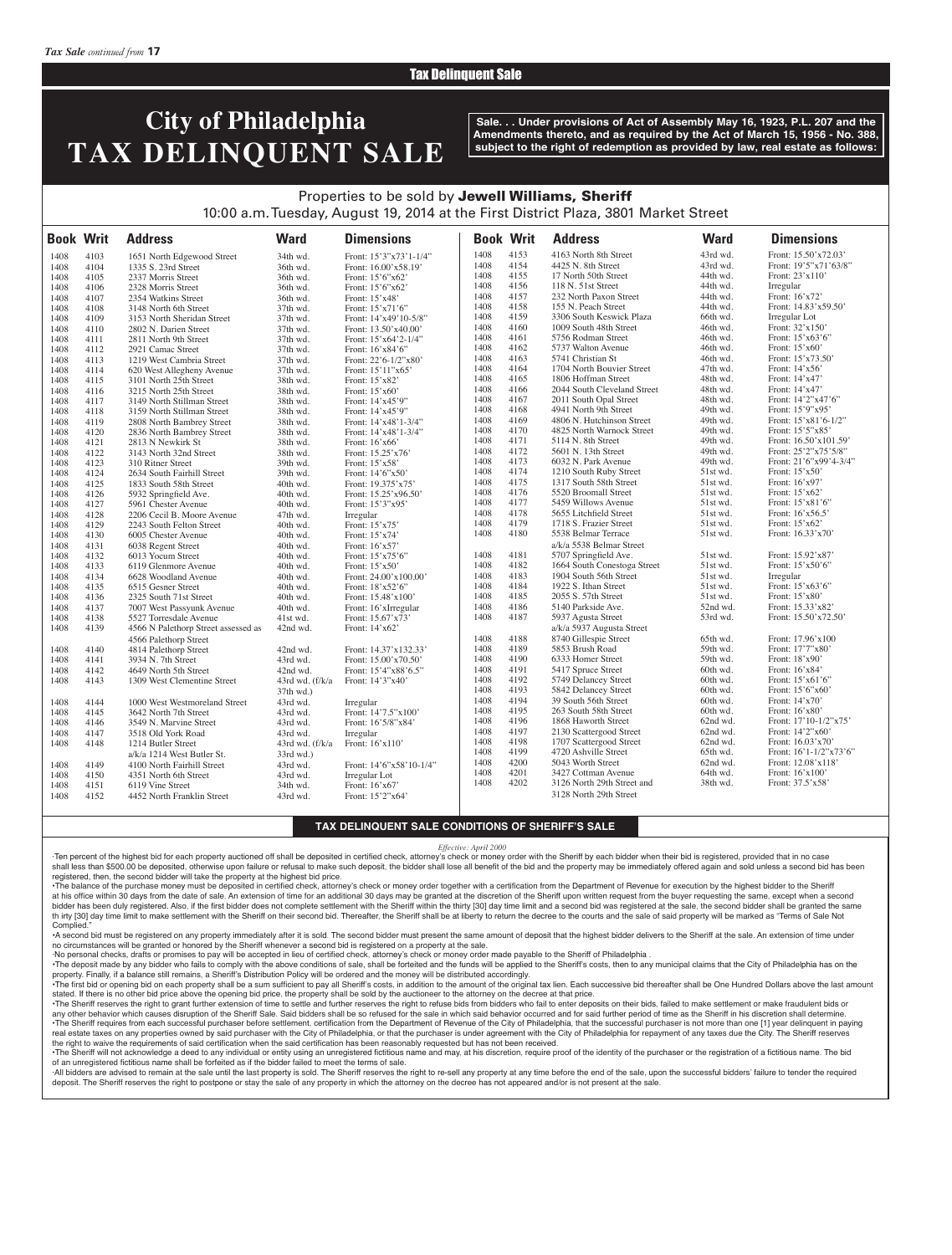*Tax Sale continued from* **17**

Tax Delinquent Sale

# City of Philadelphia TAX DELINQUENT SALE

**Sale. . . Under provisions of Act of Assembly May 16, 1923, P.L. 207 and the Amendments thereto, and as required by the Act of March 15, 1956 - No. 388, subject to the right of redemption as provided by law, real estate as follows:**

Properties to be sold by **Jewell Williams, Sheriff**
10:00 a.m. Tuesday, August 19, 2014 at the First District Plaza, 3801 Market Street

| Book | Writ | Address | Ward | Dimensions |
|---|---|---|---|---|
| 1408 | 4103 | 1651 North Edgewood Street | 34th wd. | Front: 15'3"x73'1-1/4" |
| 1408 | 4104 | 1335 S. 23rd Street | 36th wd. | Front: 16.00'x58.19' |
| 1408 | 4105 | 2337 Morris Street | 36th wd. | Front: 15'6"x62' |
| 1408 | 4106 | 2328 Morris Street | 36th wd. | Front: 15'6"x62' |
| 1408 | 4107 | 2354 Watkins Street | 36th wd. | Front: 15'x48' |
| 1408 | 4108 | 3148 North 6th Street | 37th wd. | Front: 15'x71'6" |
| 1408 | 4109 | 3153 North Sheridan Street | 37th wd. | Front: 14'x49'10-5/8" |
| 1408 | 4110 | 2802 N. Darien Street | 37th wd. | Front: 13.50'x40.00' |
| 1408 | 4111 | 2811 North 9th Street | 37th wd. | Front: 15'x64'2-1/4" |
| 1408 | 4112 | 2921 Camac Street | 37th wd. | Front: 16'x84'6" |
| 1408 | 4113 | 1219 West Cambria Street | 37th wd. | Front: 22'6-1/2"x80' |
| 1408 | 4114 | 620 West Allegheny Avenue | 37th wd. | Front: 15'11"x65' |
| 1408 | 4115 | 3101 North 25th Street | 38th wd. | Front: 15'x82' |
| 1408 | 4116 | 3215 North 25th Street | 38th wd. | Front: 15'x60' |
| 1408 | 4117 | 3149 North Stillman Street | 38th wd. | Front: 14'x45'9" |
| 1408 | 4118 | 3159 North Stillman Street | 38th wd. | Front: 14'x45'9" |
| 1408 | 4119 | 2808 North Bambrey Street | 38th wd. | Front: 14'x48'1-3/4" |
| 1408 | 4120 | 2836 North Bambrey Street | 38th wd. | Front: 14'x48'1-3/4" |
| 1408 | 4121 | 2813 N Newkirk St | 38th wd. | Front: 16'x66' |
| 1408 | 4122 | 3143 North 32nd Street | 38th wd. | Front: 15.25'x76' |
| 1408 | 4123 | 310 Ritner Street | 39th wd. | Front: 15'x58' |
| 1408 | 4124 | 2634 South Fairhill Street | 39th wd. | Front: 14'6"x50' |
| 1408 | 4125 | 1833 South 58th Street | 40th wd. | Front: 19.375'x75' |
| 1408 | 4126 | 5932 Springfield Ave. | 40th wd. | Front: 15.25'x96.50' |
| 1408 | 4127 | 5961 Chester Avenue | 40th wd. | Front: 15'3"x95' |
| 1408 | 4128 | 2206 Cecil B. Moore Avenue | 47th wd. | Irregular |
| 1408 | 4129 | 2243 South Felton Street | 40th wd. | Front: 15'x75' |
| 1408 | 4130 | 6005 Chester Avenue | 40th wd. | Front: 15'x74' |
| 1408 | 4131 | 6038 Regent Street | 40th wd. | Front: 16'x57' |
| 1408 | 4132 | 6013 Yocum Street | 40th wd. | Front: 15'x75'6" |
| 1408 | 4133 | 6119 Glenmore Avenue | 40th wd. | Front: 15'x50' |
| 1408 | 4134 | 6628 Woodland Avenue | 40th wd. | Front: 24.00'x100.00' |
| 1408 | 4135 | 6515 Gesner Street | 40th wd. | Front: 18'x52'6" |
| 1408 | 4136 | 2325 South 71st Street | 40th wd. | Front: 15.48'x100' |
| 1408 | 4137 | 7007 West Passyunk Avenue | 40th wd. | Front: 16'xIrregular |
| 1408 | 4138 | 5527 Torresdale Avenue | 41st wd. | Front: 15.67'x73' |
| 1408 | 4139 | 4566 N Palethorp Street assessed as 4566 Palethorp Street | 42nd wd. | Front: 14'x62' |
| 1408 | 4140 | 4814 Palethorp Street | 42nd wd. | Front: 14.37'x132.33' |
| 1408 | 4141 | 3934 N. 7th Street | 43rd wd. | Front: 15.00'x70.50' |
| 1408 | 4142 | 4649 North 5th Street | 42nd wd. | Front: 15'4"x88'6.5" |
| 1408 | 4143 | 1309 West Clementine Street | 43rd wd. (f/k/a 37th wd.) | Front: 14'3"x40' |
| 1408 | 4144 | 1000 West Westmoreland Street | 43rd wd. | Irregular |
| 1408 | 4145 | 3642 North 7th Street | 43rd wd. | Front: 14'7.5"x100' |
| 1408 | 4146 | 3549 N. Marvine Street | 43rd wd. | Front: 16'5/8"x84' |
| 1408 | 4147 | 3518 Old York Road | 43rd wd. | Irregular |
| 1408 | 4148 | 1214 Butler Street a/k/a 1214 West Butler St. | 43rd wd. (f/k/a 33rd wd.) | Front: 16'x110' |
| 1408 | 4149 | 4100 North Fairhill Street | 43rd wd. | Front: 14'6"x58'10-1/4" |
| 1408 | 4150 | 4351 North 6th Street | 43rd wd. | Irregular Lot |
| 1408 | 4151 | 6119 Vine Street | 34th wd. | Front: 16'x67' |
| 1408 | 4152 | 4452 North Franklin Street | 43rd wd. | Front: 15'2"x64' |
| 1408 | 4153 | 4163 North 8th Street | 43rd wd. | Front: 15.50'x72.03' |
| 1408 | 4154 | 4425 N. 8th Street | 43rd wd. | Front: 19'5"x71'63/8" |
| 1408 | 4155 | 17 North 50th Street | 44th wd. | Front: 23'x110' |
| 1408 | 4156 | 118 N. 51st Street | 44th wd. | Irregular |
| 1408 | 4157 | 232 North Paxon Street | 44th wd. | Front: 16'x72' |
| 1408 | 4158 | 155 N. Peach Street | 44th wd. | Front: 14.83'x59.50' |
| 1408 | 4159 | 3306 South Keswick Plaza | 66th wd. | Irregular Lot |
| 1408 | 4160 | 1009 South 48th Street | 46th wd. | Front: 32'x150' |
| 1408 | 4161 | 5756 Rodman Street | 46th wd. | Front: 15'x63'6" |
| 1408 | 4162 | 5737 Walton Avenue | 46th wd. | Front: 15'x60' |
| 1408 | 4163 | 5741 Christian St | 46th wd. | Front: 15'x73.50' |
| 1408 | 4164 | 1704 North Bouvier Street | 47th wd. | Front: 14'x56' |
| 1408 | 4165 | 1806 Hoffman Street | 48th wd. | Front: 14'x47' |
| 1408 | 4166 | 2044 South Cleveland Street | 48th wd. | Front: 14'x47' |
| 1408 | 4167 | 2011 South Opal Street | 48th wd. | Front: 14'2"x47'6" |
| 1408 | 4168 | 4941 North 9th Street | 49th wd. | Front: 15'9"x95' |
| 1408 | 4169 | 4806 N. Hutchinson Street | 49th wd. | Front: 15'x81'6-1/2" |
| 1408 | 4170 | 4825 North Warnock Street | 49th wd. | Front: 15'5"x85' |
| 1408 | 4171 | 5114 N. 8th Street | 49th wd. | Front: 16.50'x101.59' |
| 1408 | 4172 | 5601 N. 13th Street | 49th wd. | Front: 25'2"x75'5/8" |
| 1408 | 4173 | 6032 N. Park Avenue | 49th wd. | Front: 21'6"x99'4-3/4" |
| 1408 | 4174 | 1210 South Ruby Street | 51st wd. | Front: 15'x50' |
| 1408 | 4175 | 1317 South 58th Street | 51st wd. | Front: 16'x97' |
| 1408 | 4176 | 5520 Broomall Street | 51st wd. | Front: 15'x62' |
| 1408 | 4177 | 5459 Willows Avenue | 51st wd. | Front: 15'x81'6" |
| 1408 | 4178 | 5655 Litchfield Street | 51st wd. | Front: 16'x56.5' |
| 1408 | 4179 | 1718 S. Frazier Street | 51st wd. | Front: 15'x62' |
| 1408 | 4180 | 5538 Belmar Terrace a/k/a 5538 Belmar Street | 51st wd. | Front: 16.33'x70' |
| 1408 | 4181 | 5707 Springfield Ave. | 51st wd. | Front: 15.92'x87' |
| 1408 | 4182 | 1664 South Conestoga Street | 51st wd. | Front: 15'x50'6" |
| 1408 | 4183 | 1904 South 56th Street | 51st wd. | Irregular |
| 1408 | 4184 | 1922 S. Ithan Street | 51st wd. | Front: 15'x63'6" |
| 1408 | 4185 | 2055 S. 57th Street | 51st wd. | Front: 15'x80' |
| 1408 | 4186 | 5140 Parkside Ave. | 52nd wd. | Front: 15.33'x82' |
| 1408 | 4187 | 5937 Agusta Street a/k/a 5937 Augusta Street | 53rd wd. | Front: 15.50'x72.50' |
| 1408 | 4188 | 8740 Gillespie Street | 65th wd. | Front: 17.96'x100 |
| 1408 | 4189 | 5853 Brush Road | 59th wd. | Front: 17'7"x80' |
| 1408 | 4190 | 6333 Homer Street | 59th wd. | Front: 18'x90' |
| 1408 | 4191 | 5417 Spruce Street | 60th wd. | Front: 16'x84' |
| 1408 | 4192 | 5749 Delancey Street | 60th wd. | Front: 15'x61'6" |
| 1408 | 4193 | 5842 Delancey Street | 60th wd. | Front: 15'6"x60' |
| 1408 | 4194 | 39 South 56th Street | 60th wd. | Front: 14'x70' |
| 1408 | 4195 | 263 South 58th Street | 60th wd. | Front: 16'x80' |
| 1408 | 4196 | 1868 Haworth Street | 62nd wd. | Front: 17'10-1/2"x75' |
| 1408 | 4197 | 2130 Scattergood Street | 62nd wd. | Front: 14'2"x60' |
| 1408 | 4198 | 1707 Scattergood Street | 62nd wd. | Front: 16.03'x70' |
| 1408 | 4199 | 4720 Ashville Street | 65th wd. | Front: 16'1-1/2"x73'6" |
| 1408 | 4200 | 5043 Worth Street | 62nd wd. | Front: 12.08'x118' |
| 1408 | 4201 | 3427 Cottman Avenue | 64th wd. | Front: 16'x100' |
| 1408 | 4202 | 3126 North 29th Street and 3128 North 29th Street | 38th wd. | Front: 37.5'x58' |

## TAX DELINQUENT SALE CONDITIONS OF SHERIFF'S SALE

*Effective: April 2000*

·Ten percent of the highest bid for each property auctioned off shall be deposited in certified check, attorney's check or money order with the Sheriff by each bidder when their bid is registered, provided that in no case shall less than $500.00 be deposited, otherwise upon failure or refusal to make such deposit, the bidder shall lose all benefit of the bid and the property may be immediately offered again and sold unless a second bid has been registered, then, the second bidder will take the property at the highest bid price.

•The balance of the purchase money must be deposited in certified check, attorney's check or money order together with a certification from the Department of Revenue for execution by the highest bidder to the Sheriff at his office within 30 days from the date of sale. An extension of time for an additional 30 days may be granted at the discretion of the Sheriff upon written request from the buyer requesting the same, except when a second bidder has been duly registered. Also, if the first bidder does not complete settlement with the Sheriff within the thirty [30] day time limit and a second bid was registered at the sale, the second bidder shall be granted the same th irty [30] day time limit to make settlement with the Sheriff on their second bid. Thereafter, the Sheriff shall be at liberty to return the decree to the courts and the sale of said property will be marked as "Terms of Sale Not Complied."

•A second bid must be registered on any property immediately after it is sold. The second bidder must present the same amount of deposit that the highest bidder delivers to the Sheriff at the sale. An extension of time under no circumstances will be granted or honored by the Sheriff whenever a second bid is registered on a property at the sale.

·No personal checks, drafts or promises to pay will be accepted in lieu of certified check, attorney's check or money order made payable to the Sheriff of Philadelphia .

•The deposit made by any bidder who fails to comply with the above conditions of sale, shall be forteited and the funds will be applied to the Sheriff's costs, then to any municipal claims that the City of Philadelphia has on the property. Finally, if a balance still remains, a Sheriff's Distribution Policy will be ordered and the money will be distributed accordingly.

•The first bid or opening bid on each property shall be a sum sufficient to pay all Sheriff's costs, in addition to the amount of the original tax lien. Each successive bid thereafter shall be One Hundred Dollars above the last amount stated. If there is no other bid price above the opening bid price, the property shall be sold by the auctioneer to the attorney on the decree at that price.

•The Sheriff reserves the right to grant further extension of time to settle and further reserves the right to refuse bids from bidders who fail to enter deposits on their bids, failed to make settlement or make fraudulent bids or any other behavior which causes disruption of the Sheriff Sale. Said bidders shall be so refused for the sale in which said behavior occurred and for said further period of time as the Sheriff in his discretion shall determine.

•The Sheriff requires from each successful purchaser before settlement, certification from the Department of Revenue of the City of Philadelphia, that the successful purchaser is not more than one [1] year delinquent in paying real estate taxes on any properties owned by said purchaser with the City of Philadelphia, or that the purchaser is under agreement with the City of Philadelphia for repayment of any taxes due the City. The Sheriff reserves the right to waive the requirements of said certification when the said certification has been reasonably requested but has not been received.

•The Sheriff will not acknowledge a deed to any individual or entity using an unregistered fictitious name and may, at his discretion, require proof of the identity of the purchaser or the registration of a fictitious name. The bid of an unregistered fictitious name shall be forfeited as if the bidder failed to meet the terms of sale.

·All bidders are advised to remain at the sale until the last property is sold. The Sheriff reserves the right to re-sell any property at any time before the end of the sale, upon the successful bidders' failure to tender the required deposit. The Sheriff reserves the right to postpone or stay the sale of any property in which the attorney on the decree has not appeared and/or is not present at the sale.